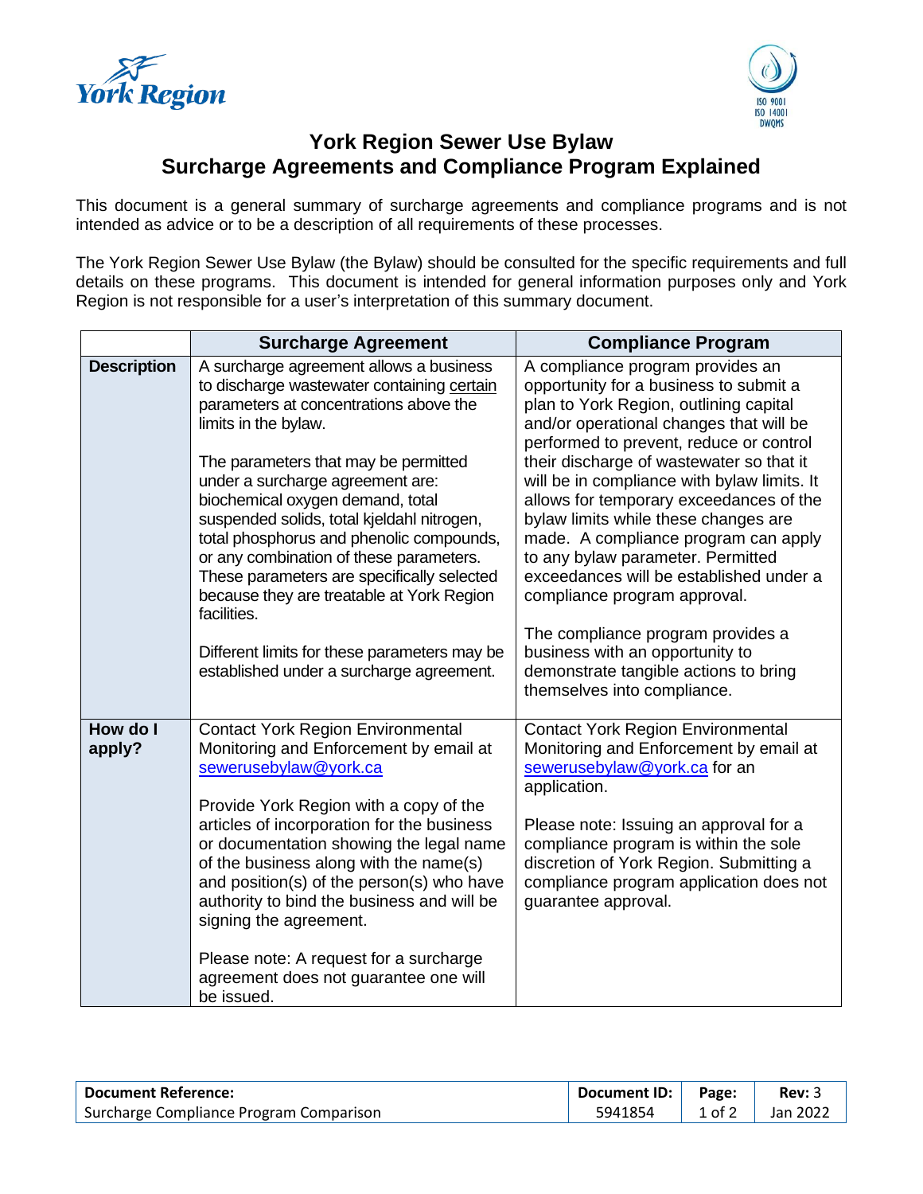# York Region Sewer Use Bylaw
# Surcharge Agreements and Compliance Program Explained

This document is a general summary of surcharge agreements and compliance programs and is not intended as advice or to be a description of all requirements of these processes.

The York Region Sewer Use Bylaw (the Bylaw) should be consulted for the specific requirements and full details on these programs. This document is intended for general information purposes only and York Region is not responsible for a user's interpretation of this summary document.

| | Surcharge Agreement | Compliance Program |
|---|---|---|
| **Description** | A surcharge agreement allows a business to discharge wastewater containing certain parameters at concentrations above the limits in the bylaw.<br><br>The parameters that may be permitted under a surcharge agreement are: biochemical oxygen demand, total suspended solids, total kjeldahl nitrogen, total phosphorus and phenolic compounds, or any combination of these parameters. These parameters are specifically selected because they are treatable at York Region facilities.<br><br>Different limits for these parameters may be established under a surcharge agreement. | A compliance program provides an opportunity for a business to submit a plan to York Region, outlining capital and/or operational changes that will be performed to prevent, reduce or control their discharge of wastewater so that it will be in compliance with bylaw limits. It allows for temporary exceedances of the bylaw limits while these changes are made. A compliance program can apply to any bylaw parameter. Permitted exceedances will be established under a compliance program approval.<br><br>The compliance program provides a business with an opportunity to demonstrate tangible actions to bring themselves into compliance. |
| **How do I apply?** | Contact York Region Environmental Monitoring and Enforcement by email at sewerusebylaw@york.ca<br><br>Provide York Region with a copy of the articles of incorporation for the business or documentation showing the legal name of the business along with the name(s) and position(s) of the person(s) who have authority to bind the business and will be signing the agreement.<br><br>Please note: A request for a surcharge agreement does not guarantee one will be issued. | Contact York Region Environmental Monitoring and Enforcement by email at sewerusebylaw@york.ca for an application.<br><br>Please note: Issuing an approval for a compliance program is within the sole discretion of York Region. Submitting a compliance program application does not guarantee approval. |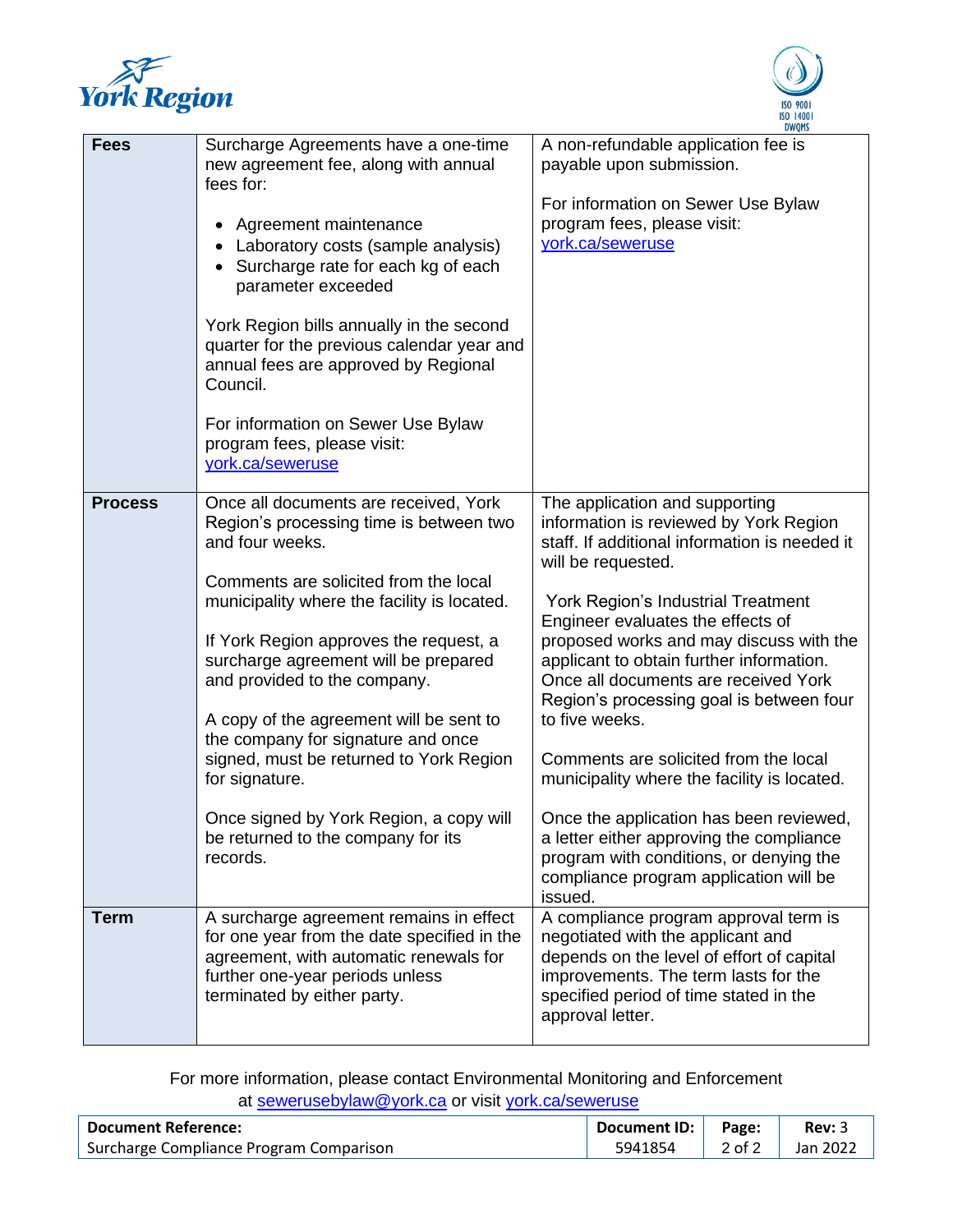| | | |
|---|---|---|
| **Fees** | Surcharge Agreements have a one-time new agreement fee, along with annual fees for:<br><br>• Agreement maintenance<br>• Laboratory costs (sample analysis)<br>• Surcharge rate for each kg of each parameter exceeded<br><br>York Region bills annually in the second quarter for the previous calendar year and annual fees are approved by Regional Council.<br><br>For information on Sewer Use Bylaw program fees, please visit: york.ca/seweruse | A non-refundable application fee is payable upon submission.<br><br>For information on Sewer Use Bylaw program fees, please visit: york.ca/seweruse |
| **Process** | Once all documents are received, York Region's processing time is between two and four weeks.<br><br>Comments are solicited from the local municipality where the facility is located.<br><br>If York Region approves the request, a surcharge agreement will be prepared and provided to the company.<br><br>A copy of the agreement will be sent to the company for signature and once signed, must be returned to York Region for signature.<br><br>Once signed by York Region, a copy will be returned to the company for its records. | The application and supporting information is reviewed by York Region staff. If additional information is needed it will be requested.<br><br>York Region's Industrial Treatment Engineer evaluates the effects of proposed works and may discuss with the applicant to obtain further information. Once all documents are received York Region's processing goal is between four to five weeks.<br><br>Comments are solicited from the local municipality where the facility is located.<br><br>Once the application has been reviewed, a letter either approving the compliance program with conditions, or denying the compliance program application will be issued. |
| **Term** | A surcharge agreement remains in effect for one year from the date specified in the agreement, with automatic renewals for further one-year periods unless terminated by either party. | A compliance program approval term is negotiated with the applicant and depends on the level of effort of capital improvements. The term lasts for the specified period of time stated in the approval letter. |

For more information, please contact Environmental Monitoring and Enforcement at seweruse­bylaw@york.ca or visit york.ca/seweruse

| Document Reference: | Document ID: | Page: | Rev: 3 |
|---|---|---|---|
| Surcharge Compliance Program Comparison | 5941854 | 2 of 2 | Jan 2022 |